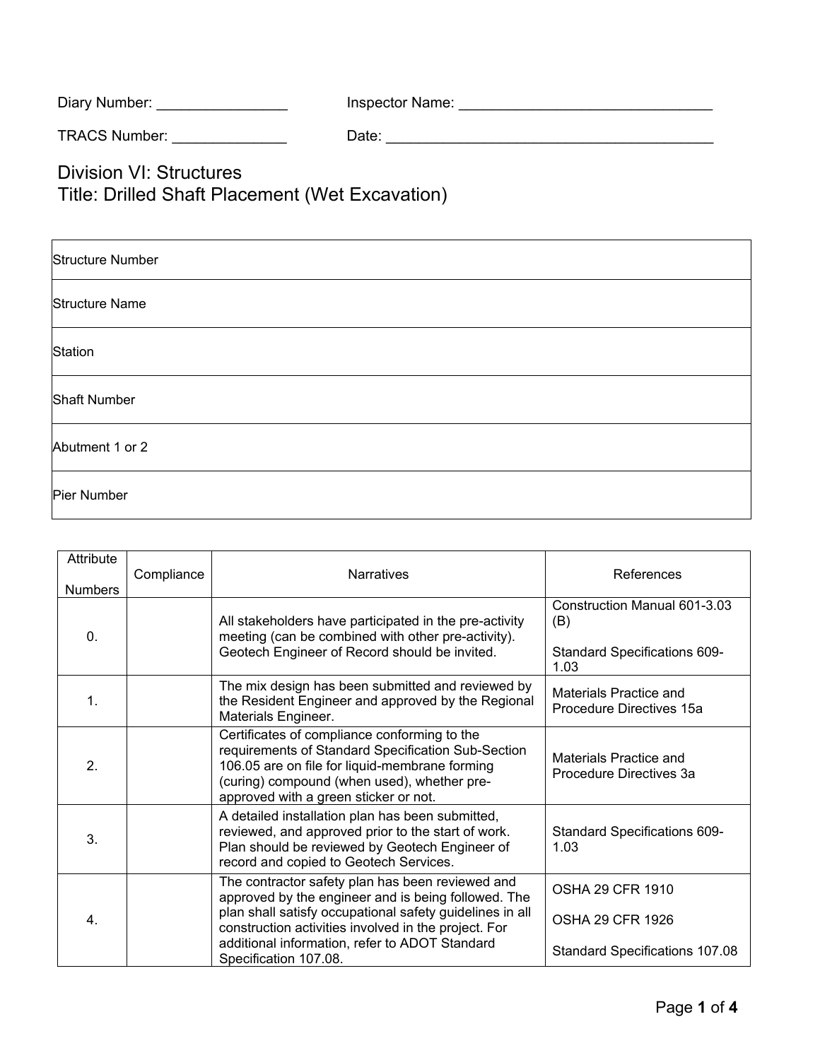Diary Number: ________________ Inspector Name: _______________________________

TRACS Number: ______________ Date: _________________________________________

# Division VI: Structures
# Title: Drilled Shaft Placement (Wet Excavation)

| Structure Number |
|---|
| Structure Name |
| Station |
| Shaft Number |
| Abutment 1 or 2 |
| Pier Number |

| Attribute Numbers | Compliance | Narratives | References |
|---|---|---|---|
| 0. | | All stakeholders have participated in the pre-activity meeting (can be combined with other pre-activity). Geotech Engineer of Record should be invited. | Construction Manual 601-3.03 (B)<br><br>Standard Specifications 609-1.03 |
| 1. | | The mix design has been submitted and reviewed by the Resident Engineer and approved by the Regional Materials Engineer. | Materials Practice and Procedure Directives 15a |
| 2. | | Certificates of compliance conforming to the requirements of Standard Specification Sub-Section 106.05 are on file for liquid-membrane forming (curing) compound (when used), whether pre-approved with a green sticker or not. | Materials Practice and Procedure Directives 3a |
| 3. | | A detailed installation plan has been submitted, reviewed, and approved prior to the start of work. Plan should be reviewed by Geotech Engineer of record and copied to Geotech Services. | Standard Specifications 609-1.03 |
| 4. | | The contractor safety plan has been reviewed and approved by the engineer and is being followed. The plan shall satisfy occupational safety guidelines in all construction activities involved in the project. For additional information, refer to ADOT Standard Specification 107.08. | OSHA 29 CFR 1910<br><br>OSHA 29 CFR 1926<br><br>Standard Specifications 107.08 |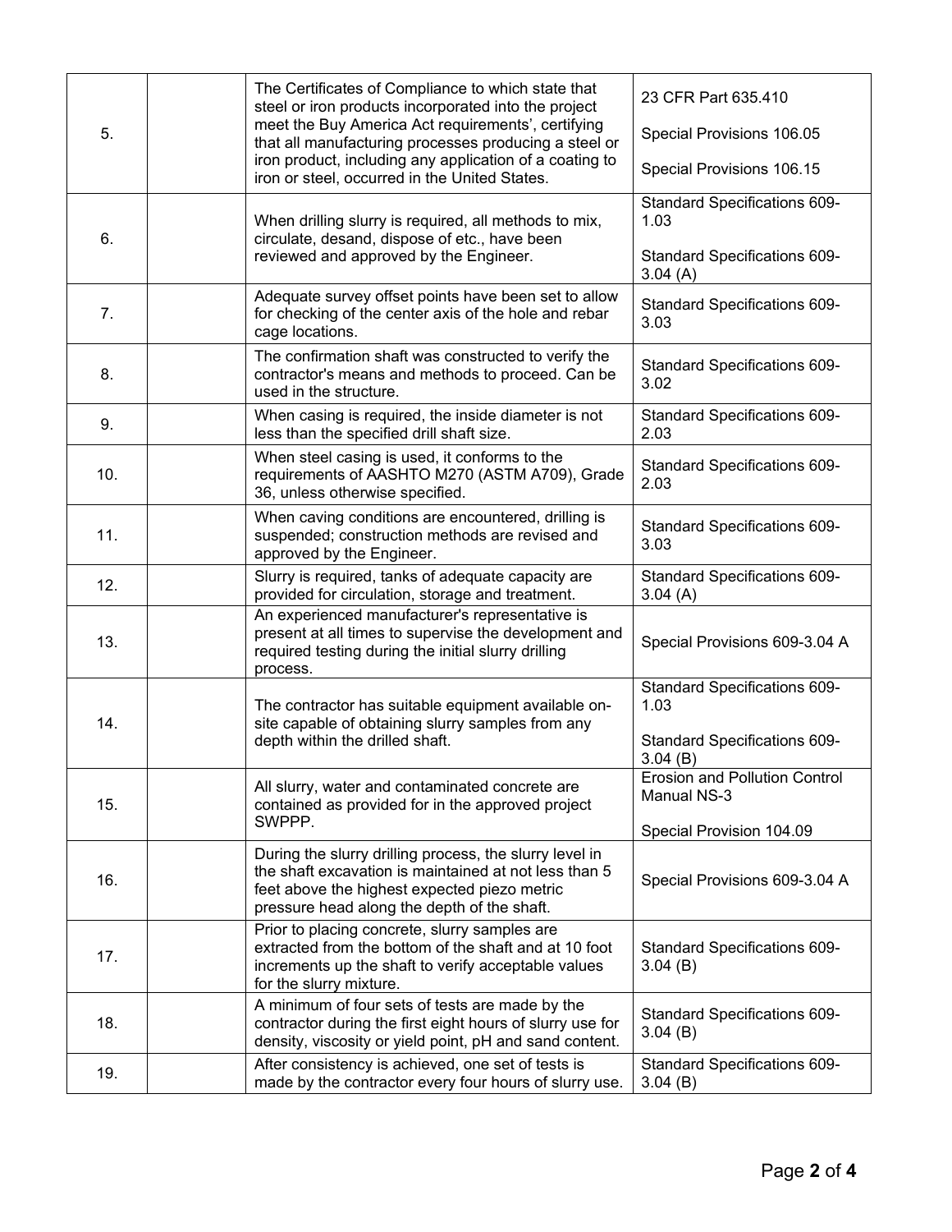| | | | |
|---|---|---|---|
| 5. | | The Certificates of Compliance to which state that steel or iron products incorporated into the project meet the Buy America Act requirements', certifying that all manufacturing processes producing a steel or iron product, including any application of a coating to iron or steel, occurred in the United States. | 23 CFR Part 635.410<br><br>Special Provisions 106.05<br><br>Special Provisions 106.15 |
| 6. | | When drilling slurry is required, all methods to mix, circulate, desand, dispose of etc., have been reviewed and approved by the Engineer. | Standard Specifications 609-1.03<br><br>Standard Specifications 609-3.04 (A) |
| 7. | | Adequate survey offset points have been set to allow for checking of the center axis of the hole and rebar cage locations. | Standard Specifications 609-3.03 |
| 8. | | The confirmation shaft was constructed to verify the contractor's means and methods to proceed. Can be used in the structure. | Standard Specifications 609-3.02 |
| 9. | | When casing is required, the inside diameter is not less than the specified drill shaft size. | Standard Specifications 609-2.03 |
| 10. | | When steel casing is used, it conforms to the requirements of AASHTO M270 (ASTM A709), Grade 36, unless otherwise specified. | Standard Specifications 609-2.03 |
| 11. | | When caving conditions are encountered, drilling is suspended; construction methods are revised and approved by the Engineer. | Standard Specifications 609-3.03 |
| 12. | | Slurry is required, tanks of adequate capacity are provided for circulation, storage and treatment. | Standard Specifications 609-3.04 (A) |
| 13. | | An experienced manufacturer's representative is present at all times to supervise the development and required testing during the initial slurry drilling process. | Special Provisions 609-3.04 A |
| 14. | | The contractor has suitable equipment available on-site capable of obtaining slurry samples from any depth within the drilled shaft. | Standard Specifications 609-1.03<br><br>Standard Specifications 609-3.04 (B) |
| 15. | | All slurry, water and contaminated concrete are contained as provided for in the approved project SWPPP. | Erosion and Pollution Control Manual NS-3<br><br>Special Provision 104.09 |
| 16. | | During the slurry drilling process, the slurry level in the shaft excavation is maintained at not less than 5 feet above the highest expected piezo metric pressure head along the depth of the shaft. | Special Provisions 609-3.04 A |
| 17. | | Prior to placing concrete, slurry samples are extracted from the bottom of the shaft and at 10 foot increments up the shaft to verify acceptable values for the slurry mixture. | Standard Specifications 609-3.04 (B) |
| 18. | | A minimum of four sets of tests are made by the contractor during the first eight hours of slurry use for density, viscosity or yield point, pH and sand content. | Standard Specifications 609-3.04 (B) |
| 19. | | After consistency is achieved, one set of tests is made by the contractor every four hours of slurry use. | Standard Specifications 609-3.04 (B) |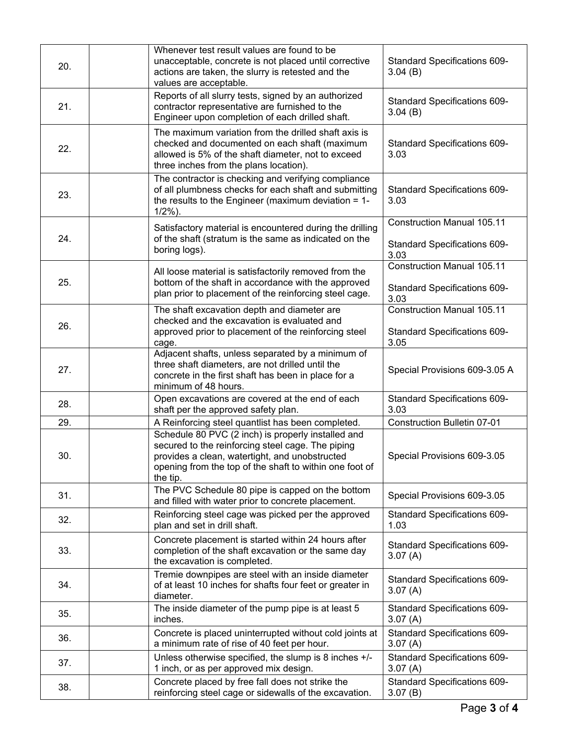| | | | |
|---|---|---|---|
| 20. | | Whenever test result values are found to be unacceptable, concrete is not placed until corrective actions are taken, the slurry is retested and the values are acceptable. | Standard Specifications 609-3.04 (B) |
| 21. | | Reports of all slurry tests, signed by an authorized contractor representative are furnished to the Engineer upon completion of each drilled shaft. | Standard Specifications 609-3.04 (B) |
| 22. | | The maximum variation from the drilled shaft axis is checked and documented on each shaft (maximum allowed is 5% of the shaft diameter, not to exceed three inches from the plans location). | Standard Specifications 609-3.03 |
| 23. | | The contractor is checking and verifying compliance of all plumbness checks for each shaft and submitting the results to the Engineer (maximum deviation = 1-1/2%). | Standard Specifications 609-3.03 |
| 24. | | Satisfactory material is encountered during the drilling of the shaft (stratum is the same as indicated on the boring logs). | Construction Manual 105.11<br><br>Standard Specifications 609-3.03 |
| 25. | | All loose material is satisfactorily removed from the bottom of the shaft in accordance with the approved plan prior to placement of the reinforcing steel cage. | Construction Manual 105.11<br><br>Standard Specifications 609-3.03 |
| 26. | | The shaft excavation depth and diameter are checked and the excavation is evaluated and approved prior to placement of the reinforcing steel cage. | Construction Manual 105.11<br><br>Standard Specifications 609-3.05 |
| 27. | | Adjacent shafts, unless separated by a minimum of three shaft diameters, are not drilled until the concrete in the first shaft has been in place for a minimum of 48 hours. | Special Provisions 609-3.05 A |
| 28. | | Open excavations are covered at the end of each shaft per the approved safety plan. | Standard Specifications 609-3.03 |
| 29. | | A Reinforcing steel quantlist has been completed. | Construction Bulletin 07-01 |
| 30. | | Schedule 80 PVC (2 inch) is properly installed and secured to the reinforcing steel cage. The piping provides a clean, watertight, and unobstructed opening from the top of the shaft to within one foot of the tip. | Special Provisions 609-3.05 |
| 31. | | The PVC Schedule 80 pipe is capped on the bottom and filled with water prior to concrete placement. | Special Provisions 609-3.05 |
| 32. | | Reinforcing steel cage was picked per the approved plan and set in drill shaft. | Standard Specifications 609-1.03 |
| 33. | | Concrete placement is started within 24 hours after completion of the shaft excavation or the same day the excavation is completed. | Standard Specifications 609-3.07 (A) |
| 34. | | Tremie downpipes are steel with an inside diameter of at least 10 inches for shafts four feet or greater in diameter. | Standard Specifications 609-3.07 (A) |
| 35. | | The inside diameter of the pump pipe is at least 5 inches. | Standard Specifications 609-3.07 (A) |
| 36. | | Concrete is placed uninterrupted without cold joints at a minimum rate of rise of 40 feet per hour. | Standard Specifications 609-3.07 (A) |
| 37. | | Unless otherwise specified, the slump is 8 inches +/- 1 inch, or as per approved mix design. | Standard Specifications 609-3.07 (A) |
| 38. | | Concrete placed by free fall does not strike the reinforcing steel cage or sidewalls of the excavation. | Standard Specifications 609-3.07 (B) |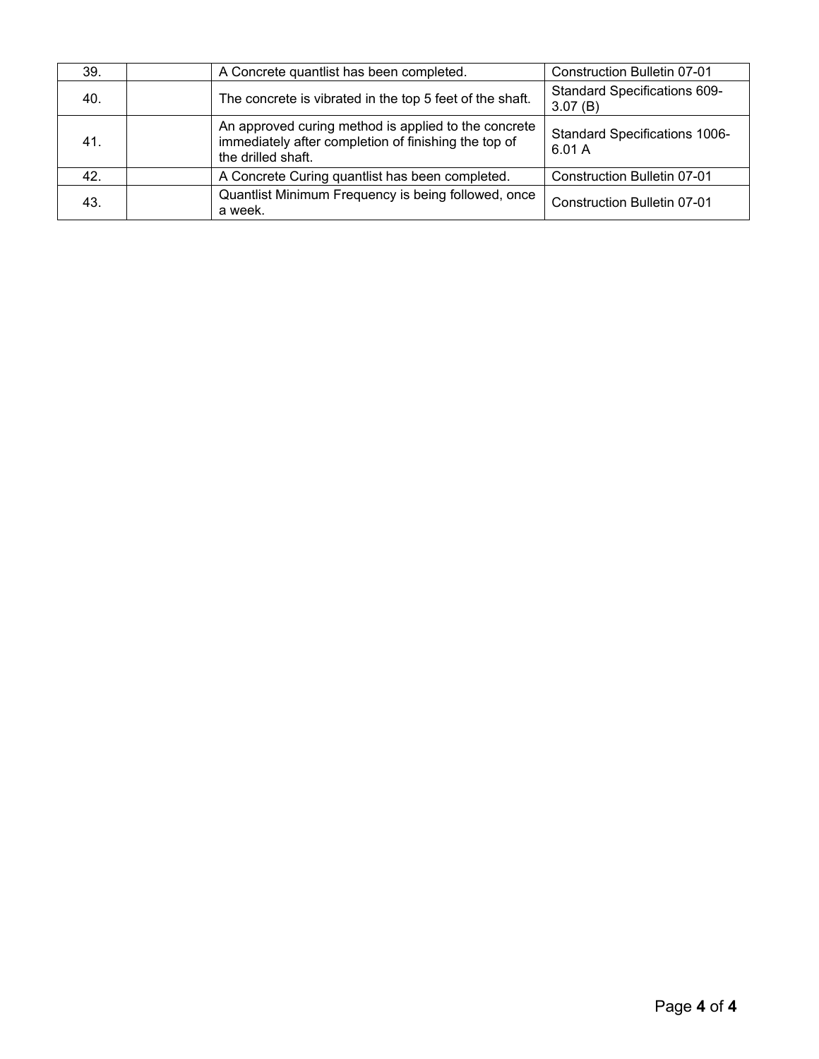| | | | |
|---|---|---|---|
| 39. | | A Concrete quantlist has been completed. | Construction Bulletin 07-01 |
| 40. | | The concrete is vibrated in the top 5 feet of the shaft. | Standard Specifications 609-3.07 (B) |
| 41. | | An approved curing method is applied to the concrete immediately after completion of finishing the top of the drilled shaft. | Standard Specifications 1006-6.01 A |
| 42. | | A Concrete Curing quantlist has been completed. | Construction Bulletin 07-01 |
| 43. | | Quantlist Minimum Frequency is being followed, once a week. | Construction Bulletin 07-01 |